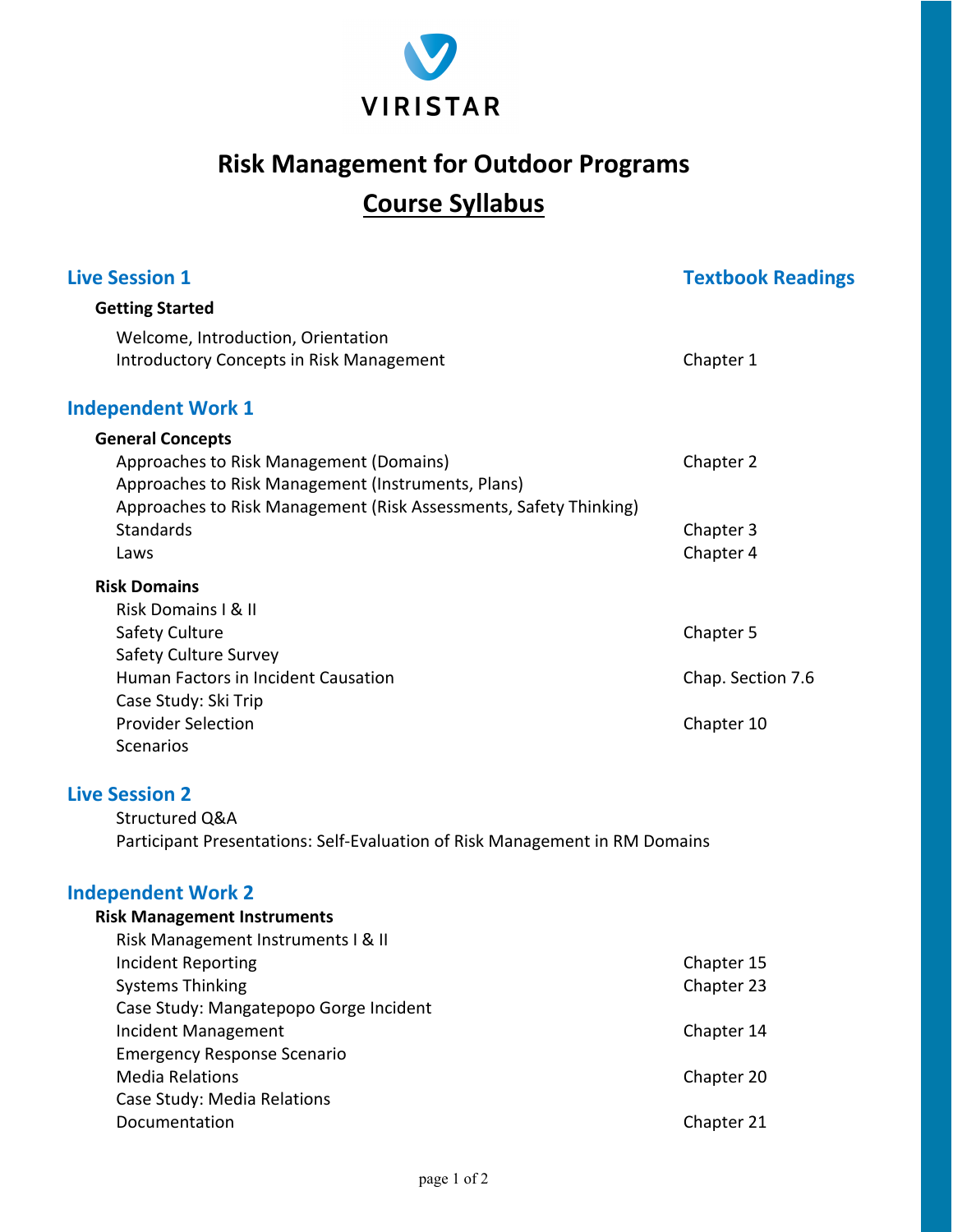VIRISTAR

# Risk Management for Outdoor Programs

## Course Syllabus

| Live Session 1 | Textbook Readings |
| --- | --- |
| **Getting Started** | |
| Welcome, Introduction, Orientation | |
| Introductory Concepts in Risk Management | Chapter 1 |

## Independent Work 1

| | |
| --- | --- |
| **General Concepts** | |
| Approaches to Risk Management (Domains) | Chapter 2 |
| Approaches to Risk Management (Instruments, Plans) | |
| Approaches to Risk Management (Risk Assessments, Safety Thinking) | |
| Standards | Chapter 3 |
| Laws | Chapter 4 |
| **Risk Domains** | |
| Risk Domains I & II | |
| Safety Culture | Chapter 5 |
| Safety Culture Survey | |
| Human Factors in Incident Causation | Chap. Section 7.6 |
| Case Study: Ski Trip | |
| Provider Selection | Chapter 10 |
| Scenarios | |

## Live Session 2

Structured Q&A

Participant Presentations: Self-Evaluation of Risk Management in RM Domains

## Independent Work 2

| | |
| --- | --- |
| **Risk Management Instruments** | |
| Risk Management Instruments I & II | |
| Incident Reporting | Chapter 15 |
| Systems Thinking | Chapter 23 |
| Case Study: Mangatepopo Gorge Incident | |
| Incident Management | Chapter 14 |
| Emergency Response Scenario | |
| Media Relations | Chapter 20 |
| Case Study: Media Relations | |
| Documentation | Chapter 21 |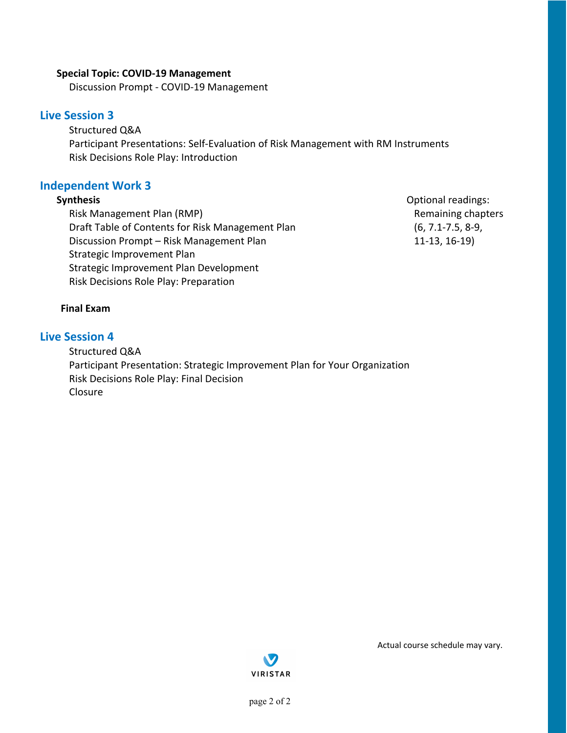**Special Topic: COVID-19 Management**

Discussion Prompt - COVID-19 Management

## Live Session 3

Structured Q&A

Participant Presentations: Self-Evaluation of Risk Management with RM Instruments

Risk Decisions Role Play: Introduction

## Independent Work 3

**Synthesis**

Risk Management Plan (RMP)

Draft Table of Contents for Risk Management Plan

Discussion Prompt – Risk Management Plan

Strategic Improvement Plan

Strategic Improvement Plan Development

Risk Decisions Role Play: Preparation

Optional readings:
Remaining chapters (6, 7.1-7.5, 8-9, 11-13, 16-19)

**Final Exam**

## Live Session 4

Structured Q&A

Participant Presentation: Strategic Improvement Plan for Your Organization

Risk Decisions Role Play: Final Decision

Closure

Actual course schedule may vary.

VIRISTAR